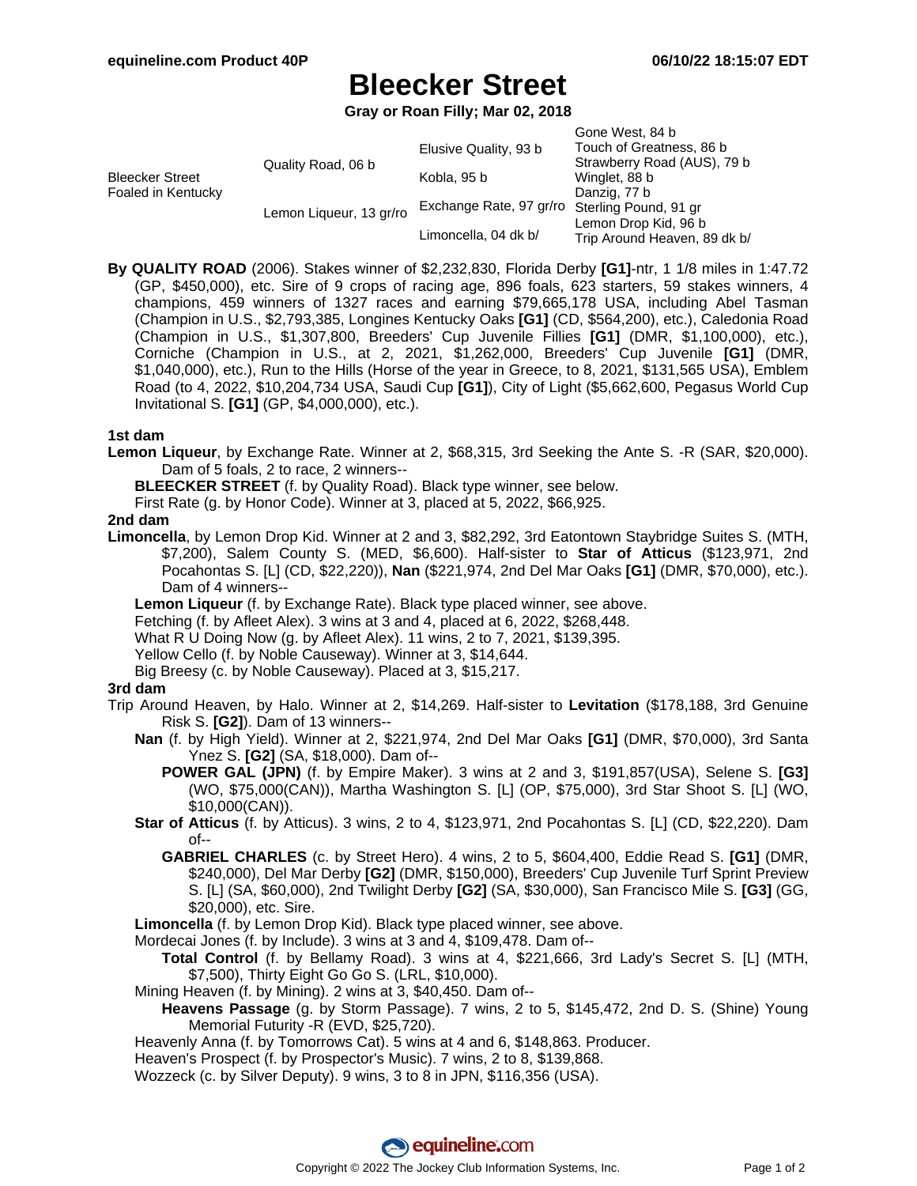# Bleecker Street

**Gray or Roan Filly; Mar 02, 2018**

| | | | |
|---|---|---|---|
| Bleecker Street Foaled in Kentucky | Quality Road, 06 b | Elusive Quality, 93 b | Gone West, 84 b |
| | | | Touch of Greatness, 86 b |
| | | Kobla, 95 b | Strawberry Road (AUS), 79 b |
| | | | Winglet, 88 b |
| | Lemon Liqueur, 13 gr/ro | Exchange Rate, 97 gr/ro | Danzig, 77 b |
| | | | Sterling Pound, 91 gr |
| | | Limoncella, 04 dk b/ | Lemon Drop Kid, 96 b |
| | | | Trip Around Heaven, 89 dk b/ |

**By QUALITY ROAD** (2006). Stakes winner of $2,232,830, Florida Derby **[G1]**-ntr, 1 1/8 miles in 1:47.72 (GP, $450,000), etc. Sire of 9 crops of racing age, 896 foals, 623 starters, 59 stakes winners, 4 champions, 459 winners of 1327 races and earning $79,665,178 USA, including Abel Tasman (Champion in U.S., $2,793,385, Longines Kentucky Oaks **[G1]** (CD, $564,200), etc.), Caledonia Road (Champion in U.S., $1,307,800, Breeders' Cup Juvenile Fillies **[G1]** (DMR, $1,100,000), etc.), Corniche (Champion in U.S., at 2, 2021, $1,262,000, Breeders' Cup Juvenile **[G1]** (DMR, $1,040,000), etc.), Run to the Hills (Horse of the year in Greece, to 8, 2021, $131,565 USA), Emblem Road (to 4, 2022, $10,204,734 USA, Saudi Cup **[G1]**), City of Light ($5,662,600, Pegasus World Cup Invitational S. **[G1]** (GP, $4,000,000), etc.).

### 1st dam

**Lemon Liqueur**, by Exchange Rate. Winner at 2, $68,315, 3rd Seeking the Ante S. -R (SAR, $20,000). Dam of 5 foals, 2 to race, 2 winners--

- **BLEECKER STREET** (f. by Quality Road). Black type winner, see below.
- First Rate (g. by Honor Code). Winner at 3, placed at 5, 2022, $66,925.

### 2nd dam

**Limoncella**, by Lemon Drop Kid. Winner at 2 and 3, $82,292, 3rd Eatontown Staybridge Suites S. (MTH, $7,200), Salem County S. (MED, $6,600). Half-sister to **Star of Atticus** ($123,971, 2nd Pocahontas S. [L] (CD, $22,220)), **Nan** ($221,974, 2nd Del Mar Oaks **[G1]** (DMR, $70,000), etc.). Dam of 4 winners--

- **Lemon Liqueur** (f. by Exchange Rate). Black type placed winner, see above.
- Fetching (f. by Afleet Alex). 3 wins at 3 and 4, placed at 6, 2022, $268,448.
- What R U Doing Now (g. by Afleet Alex). 11 wins, 2 to 7, 2021, $139,395.
- Yellow Cello (f. by Noble Causeway). Winner at 3, $14,644.
- Big Breesy (c. by Noble Causeway). Placed at 3, $15,217.

### 3rd dam

Trip Around Heaven, by Halo. Winner at 2, $14,269. Half-sister to **Levitation** ($178,188, 3rd Genuine Risk S. **[G2]**). Dam of 13 winners--

- **Nan** (f. by High Yield). Winner at 2, $221,974, 2nd Del Mar Oaks **[G1]** (DMR, $70,000), 3rd Santa Ynez S. **[G2]** (SA, $18,000). Dam of--
  - **POWER GAL (JPN)** (f. by Empire Maker). 3 wins at 2 and 3, $191,857(USA), Selene S. **[G3]** (WO, $75,000(CAN)), Martha Washington S. [L] (OP, $75,000), 3rd Star Shoot S. [L] (WO, $10,000(CAN)).
- **Star of Atticus** (f. by Atticus). 3 wins, 2 to 4, $123,971, 2nd Pocahontas S. [L] (CD, $22,220). Dam of--
  - **GABRIEL CHARLES** (c. by Street Hero). 4 wins, 2 to 5, $604,400, Eddie Read S. **[G1]** (DMR, $240,000), Del Mar Derby **[G2]** (DMR, $150,000), Breeders' Cup Juvenile Turf Sprint Preview S. [L] (SA, $60,000), 2nd Twilight Derby **[G2]** (SA, $30,000), San Francisco Mile S. **[G3]** (GG, $20,000), etc. Sire.
- **Limoncella** (f. by Lemon Drop Kid). Black type placed winner, see above.
- Mordecai Jones (f. by Include). 3 wins at 3 and 4, $109,478. Dam of--
  - **Total Control** (f. by Bellamy Road). 3 wins at 4, $221,666, 3rd Lady's Secret S. [L] (MTH, $7,500), Thirty Eight Go Go S. (LRL, $10,000).
- Mining Heaven (f. by Mining). 2 wins at 3, $40,450. Dam of--
  - **Heavens Passage** (g. by Storm Passage). 7 wins, 2 to 5, $145,472, 2nd D. S. (Shine) Young Memorial Futurity -R (EVD, $25,720).
- Heavenly Anna (f. by Tomorrows Cat). 5 wins at 4 and 6, $148,863. Producer.
- Heaven's Prospect (f. by Prospector's Music). 7 wins, 2 to 8, $139,868.
- Wozzeck (c. by Silver Deputy). 9 wins, 3 to 8 in JPN, $116,356 (USA).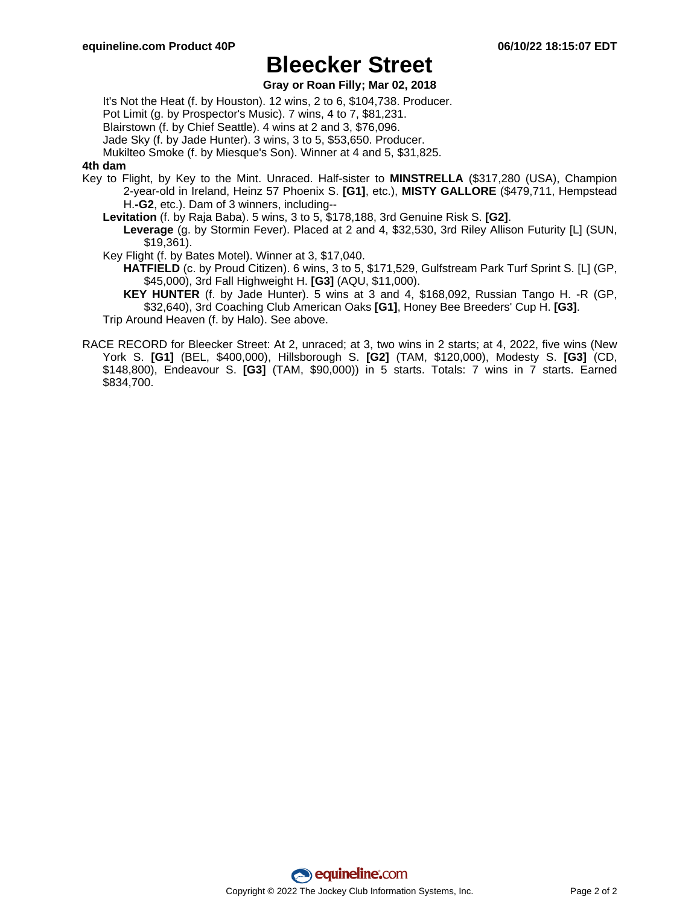# Bleecker Street

**Gray or Roan Filly; Mar 02, 2018**

It's Not the Heat (f. by Houston). 12 wins, 2 to 6, $104,738. Producer.
Pot Limit (g. by Prospector's Music). 7 wins, 4 to 7, $81,231.
Blairstown (f. by Chief Seattle). 4 wins at 2 and 3, $76,096.
Jade Sky (f. by Jade Hunter). 3 wins, 3 to 5, $53,650. Producer.
Mukilteo Smoke (f. by Miesque's Son). Winner at 4 and 5, $31,825.

**4th dam**

Key to Flight, by Key to the Mint. Unraced. Half-sister to **MINSTRELLA** ($317,280 (USA), Champion 2-year-old in Ireland, Heinz 57 Phoenix S. **[G1]**, etc.), **MISTY GALLORE** ($479,711, Hempstead H.**-G2**, etc.). Dam of 3 winners, including--

**Levitation** (f. by Raja Baba). 5 wins, 3 to 5, $178,188, 3rd Genuine Risk S. **[G2]**.

**Leverage** (g. by Stormin Fever). Placed at 2 and 4, $32,530, 3rd Riley Allison Futurity [L] (SUN, $19,361).

Key Flight (f. by Bates Motel). Winner at 3, $17,040.

**HATFIELD** (c. by Proud Citizen). 6 wins, 3 to 5, $171,529, Gulfstream Park Turf Sprint S. [L] (GP, $45,000), 3rd Fall Highweight H. **[G3]** (AQU, $11,000).

**KEY HUNTER** (f. by Jade Hunter). 5 wins at 3 and 4, $168,092, Russian Tango H. -R (GP, $32,640), 3rd Coaching Club American Oaks **[G1]**, Honey Bee Breeders' Cup H. **[G3]**.

Trip Around Heaven (f. by Halo). See above.

RACE RECORD for Bleecker Street: At 2, unraced; at 3, two wins in 2 starts; at 4, 2022, five wins (New York S. **[G1]** (BEL, $400,000), Hillsborough S. **[G2]** (TAM, $120,000), Modesty S. **[G3]** (CD, $148,800), Endeavour S. **[G3]** (TAM, $90,000)) in 5 starts. Totals: 7 wins in 7 starts. Earned $834,700.